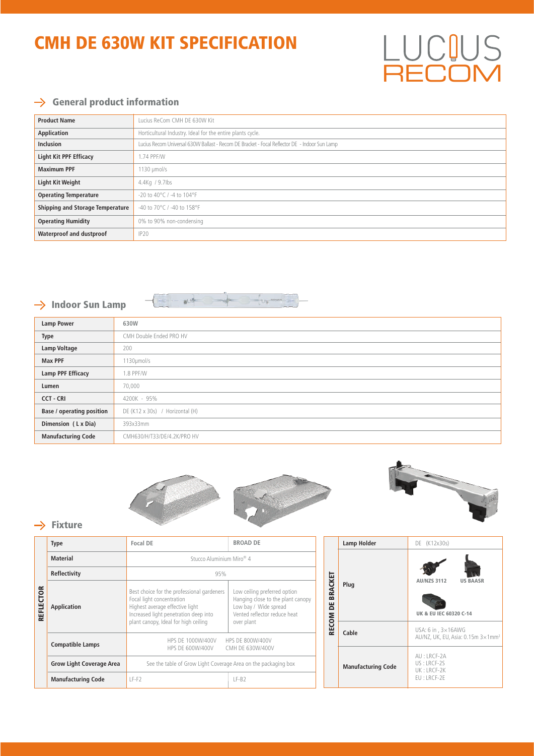# CMH DE 630W KIT SPECIFICATION

LUCIUS RECOM

## → General product information

| Product Name | Lucius ReCom CMH DE 630W Kit |
|---|---|
| Application | Horticultural Industry. Ideal for the entire plants cycle. |
| Inclusion | Lucius Recom Universal 630W Ballast - Recom DE Bracket - Focal Reflector DE - Indoor Sun Lamp |
| Light Kit PPF Efficacy | 1.74 PPF/W |
| Maximum PPF | 1130 µmol/s |
| Light Kit Weight | 4.4Kg / 9.7lbs |
| Operating Temperature | -20 to 40°C / -4 to 104°F |
| Shipping and Storage Temperature | -40 to 70°C / -40 to 158°F |
| Operating Humidity | 0% to 90% non-condensing |
| Waterproof and dustproof | IP20 |

## → Indoor Sun Lamp

| Lamp Power | 630W |
|---|---|
| Type | CMH Double Ended PRO HV |
| Lamp Voltage | 200 |
| Max PPF | 1130µmol/s |
| Lamp PPF Efficacy | 1.8 PPF/W |
| Lumen | 70,000 |
| CCT - CRI | 4200K - 95% |
| Base / operating position | DE (K12 x 30s) / Horizontal (H) |
| Dimension (L x Dia) | 393x33mm |
| Manufacturing Code | CMH630/H/T33/DE/4.2K/PRO HV |

## → Fixture

| REFLECTOR | Type | Focal DE | BROAD DE |
|---|---|---|---|
| | Material | Stucco Aluminium Miro® 4 | |
| | Reflectivity | 95% | |
| | Application | Best choice for the professional gardeners<br>Focal light concentration<br>Highest average effective light<br>Increased light penetration deep into plant canopy, Ideal for high ceiling | Low ceiling preferred option<br>Hanging close to the plant canopy<br>Low bay / Wide spread<br>Vented reflector reduce heat over plant |
| | Compatible Lamps | HPS DE 1000W/400V<br>HPS DE 600W/400V | HPS DE 800W/400V<br>CMH DE 630W/400V |
| | Grow Light Coverage Area | See the table of Grow Light Coverage Area on the packaging box | |
| | Manufacturing Code | LF-F2 | LF-B2 |

| RECOM DE BRACKET | Lamp Holder | DE (K12x30s) |
|---|---|---|
| | Plug | AU/NZS 3112<br>US BAASR<br>UK & EU IEC 60320 C-14 |
| | Cable | USA: 6 in , 3×16AWG<br>AU/NZ, UK, EU, Asia: 0.15m 3×1mm² |
| | Manufacturing Code | AU : LRCF-2A<br>US : LRCF-2S<br>UK : LRCF-2K<br>EU : LRCF-2E |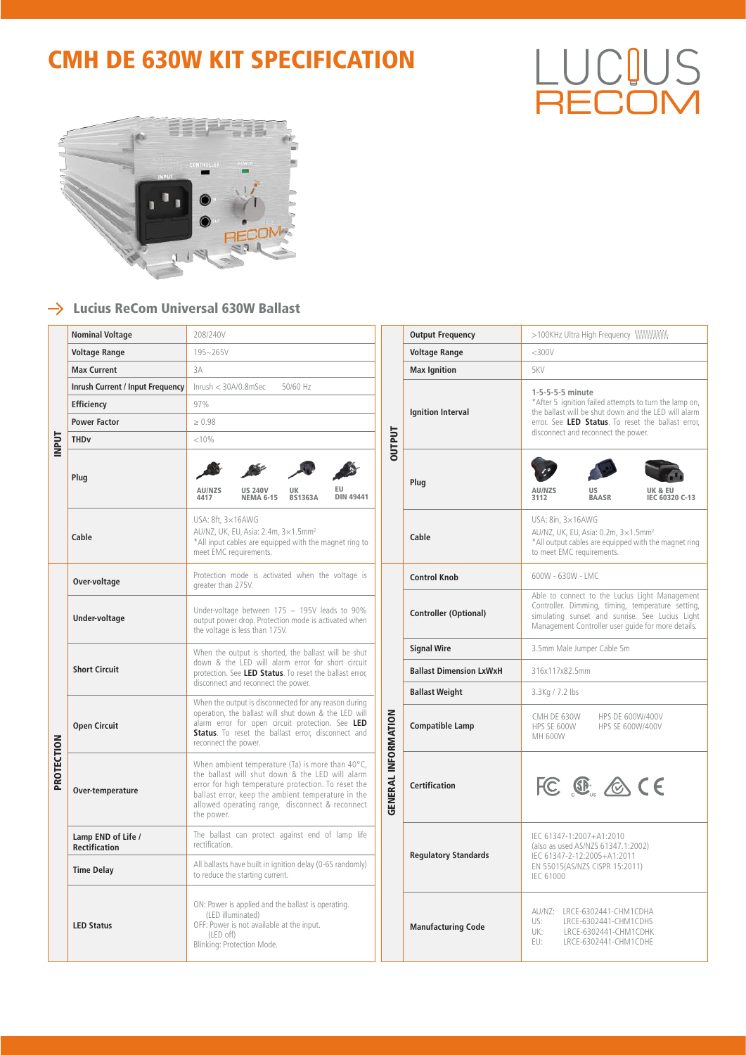# CMH DE 630W KIT SPECIFICATION

LUCIUS RECOM

## → Lucius ReCom Universal 630W Ballast

| | | |
|---|---|---|
| **INPUT** | **Nominal Voltage** | 208/240V |
| | **Voltage Range** | 195~265V |
| | **Max Current** | 3A |
| | **Inrush Current / Input Frequency** | Inrush < 30A/0.8mSec 50/60 Hz |
| | **Efficiency** | 97% |
| | **Power Factor** | ≥ 0.98 |
| | **THDv** | <10% |
| | **Plug** | AU/NZS 4417; US 240V NEMA 6-15; UK BS1363A; EU DIN 49441 |
| | **Cable** | USA: 8ft, 3×16AWG<br>AU/NZ, UK, EU, Asia: 2.4m, 3×1.5mm²<br>*All input cables are equipped with the magnet ring to meet EMC requirements. |
| **PROTECTION** | **Over-voltage** | Protection mode is activated when the voltage is greater than 275V. |
| | **Under-voltage** | Under-voltage between 175 ~ 195V leads to 90% output power drop. Protection mode is activated when the voltage is less than 175V. |
| | **Short Circuit** | When the output is shorted, the ballast will be shut down & the LED will alarm error for short circuit protection. See **LED Status**. To reset the ballast error, disconnect and reconnect the power. |
| | **Open Circuit** | When the output is disconnected for any reason during operation, the ballast will shut down & the LED will alarm error for open circuit protection. See **LED Status**. To reset the ballast error, disconnect and reconnect the power. |
| | **Over-temperature** | When ambient temperature (Ta) is more than 40°C, the ballast will shut down & the LED will alarm error for high temperature protection. To reset the ballast error, keep the ambient temperature in the allowed operating range, disconnect & reconnect the power. |
| | **Lamp END of Life / Rectification** | The ballast can protect against end of lamp life rectification. |
| | **Time Delay** | All ballasts have built in ignition delay (0-6S randomly) to reduce the starting current. |
| | **LED Status** | ON: Power is applied and the ballast is operating. (LED illuminated)<br>OFF: Power is not available at the input. (LED off)<br>Blinking: Protection Mode. |

| | | |
|---|---|---|
| **OUTPUT** | **Output Frequency** | >100KHz Ultra High Frequency |
| | **Voltage Range** | <300V |
| | **Max Ignition** | 5KV |
| | **Ignition Interval** | 1-5-5-5-5 minute<br>*After 5 ignition failed attempts to turn the lamp on, the ballast will be shut down and the LED will alarm error. See **LED Status**. To reset the ballast error, disconnect and reconnect the power. |
| | **Plug** | AU/NZS 3112; US BAASR; UK & EU IEC 60320 C-13 |
| | **Cable** | USA: 8in, 3×16AWG<br>AU/NZ, UK, EU, Asia: 0.2m, 3×1.5mm²<br>*All output cables are equipped with the magnet ring to meet EMC requirements. |
| **GENERAL INFORMATION** | **Control Knob** | 600W - 630W - LMC |
| | **Controller (Optional)** | Able to connect to the Lucius Light Management Controller. Dimming, timing, temperature setting, simulating sunset and sunrise. See Lucius Light Management Controller user guide for more details. |
| | **Signal Wire** | 3.5mm Male Jumper Cable 5m |
| | **Ballast Dimension LxWxH** | 316x117x82.5mm |
| | **Ballast Weight** | 3.3Kg / 7.2 lbs |
| | **Compatible Lamp** | CMH DE 630W; HPS DE 600W/400V; HPS SE 600W; HPS SE 600W/400V; MH 600W |
| | **Certification** | FC, CSA (C US), RCM, CE |
| | **Regulatory Standards** | IEC 61347-1:2007+A1:2010<br>(also as used AS/NZS 61347.1:2002)<br>IEC 61347-2-12:2005+A1:2011<br>EN 55015(AS/NZS CISPR 15:2011)<br>IEC 61000 |
| | **Manufacturing Code** | AU/NZ: LRCE-6302441-CHM1CDHA<br>US: LRCE-6302441-CHM1CDHS<br>UK: LRCE-6302441-CHM1CDHK<br>EU: LRCE-6302441-CHM1CDHE |